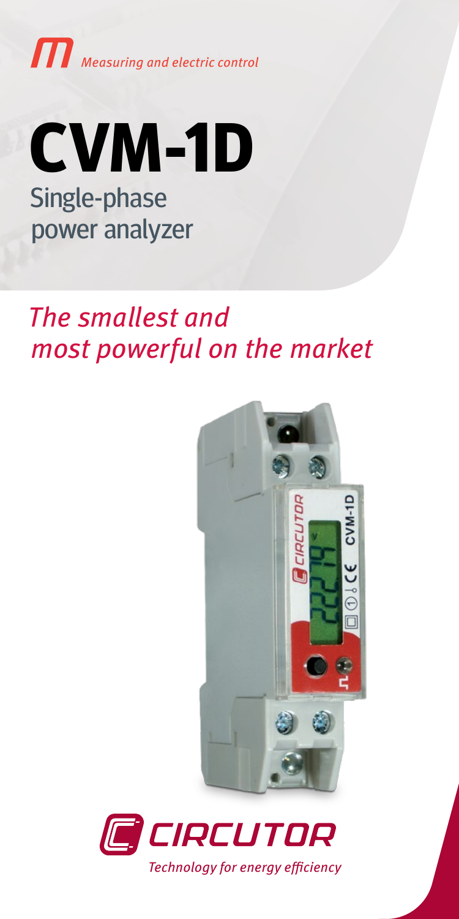*Measuring and electric control*

# CVM-1D

## Single-phase power analyzer

*The smallest and most powerful on the market*

CIRCUTOR

*Technology for energy efficiency*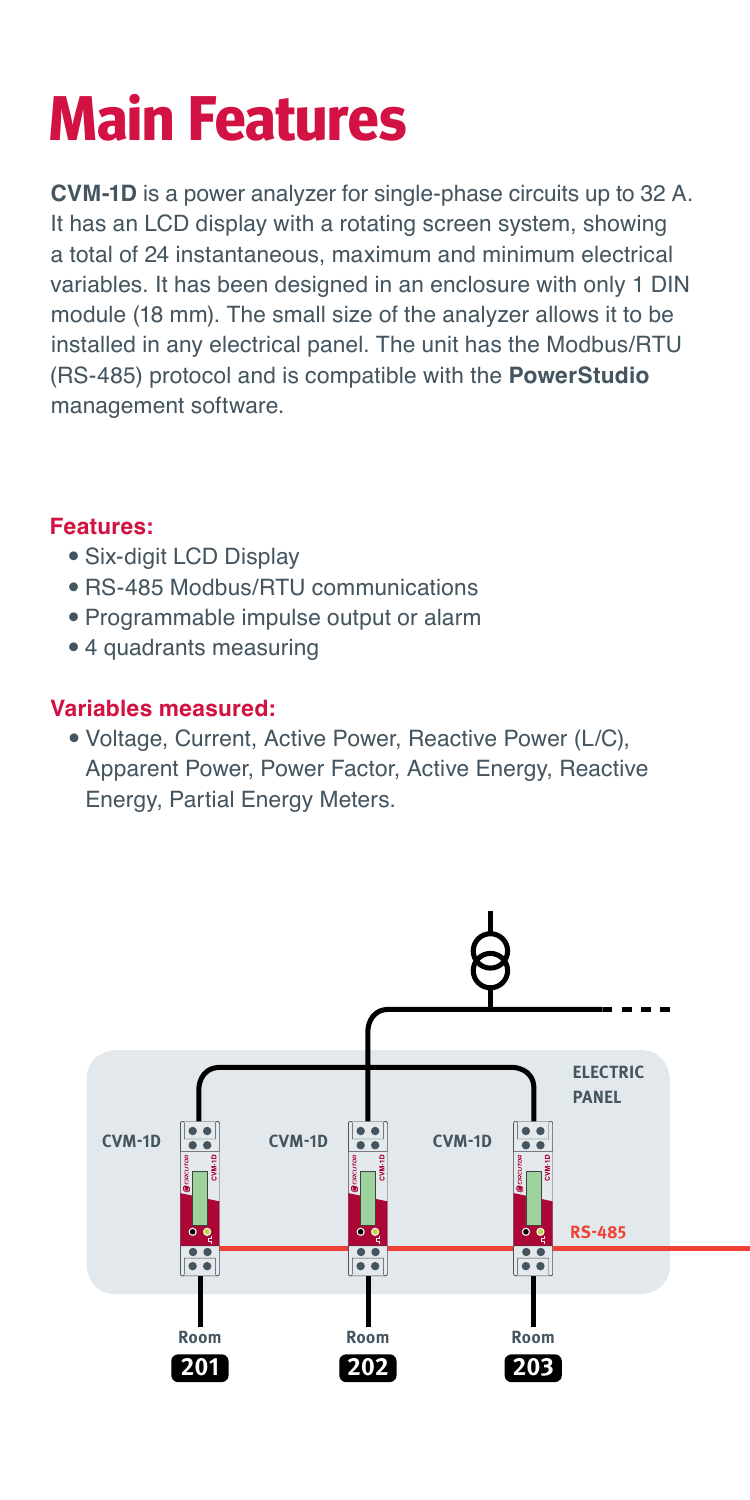# Main Features

**CVM-1D** is a power analyzer for single-phase circuits up to 32 A. It has an LCD display with a rotating screen system, showing a total of 24 instantaneous, maximum and minimum electrical variables. It has been designed in an enclosure with only 1 DIN module (18 mm). The small size of the analyzer allows it to be installed in any electrical panel. The unit has the Modbus/RTU (RS-485) protocol and is compatible with the **PowerStudio** management software.

**Features:**

- Six-digit LCD Display
- RS-485 Modbus/RTU communications
- Programmable impulse output or alarm
- 4 quadrants measuring

**Variables measured:**

- Voltage, Current, Active Power, Reactive Power (L/C), Apparent Power, Power Factor, Active Energy, Reactive Energy, Partial Energy Meters.

ELECTRIC PANEL

CVM-1D CVM-1D CVM-1D

RS-485

Room 201 Room 202 Room 203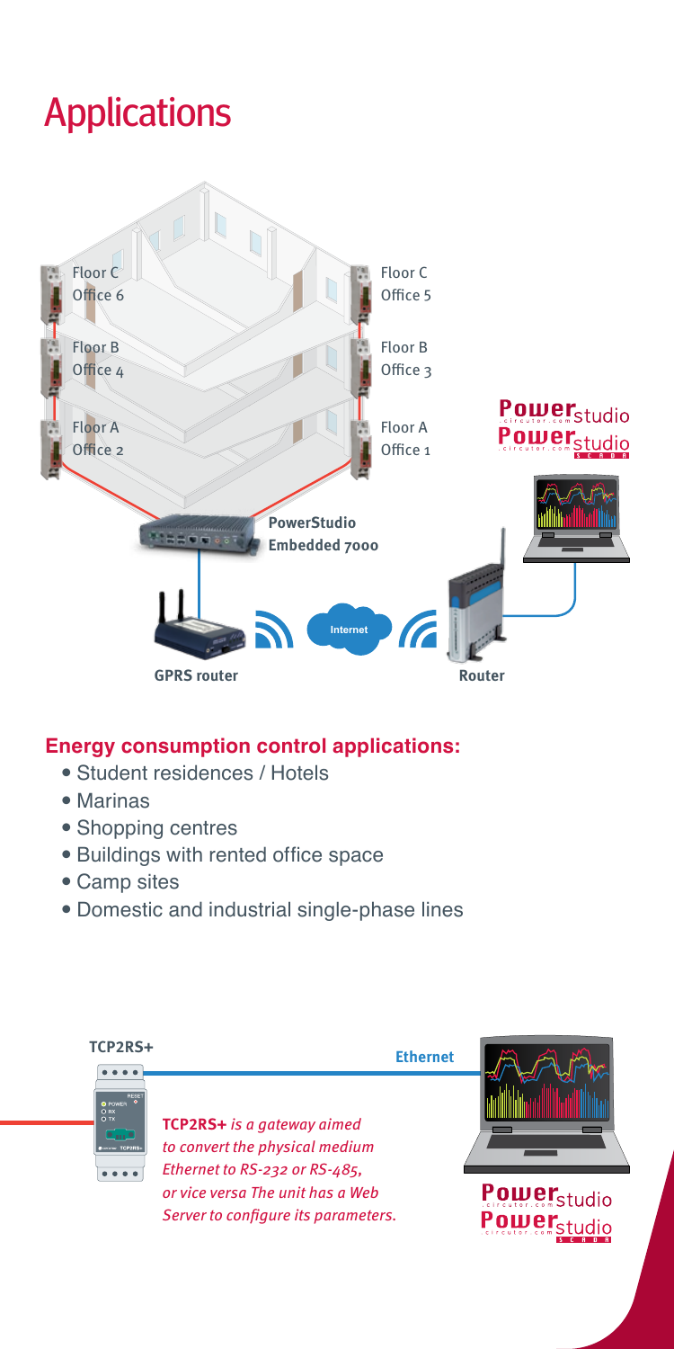# Applications

Floor C Office 6

Floor C Office 5

Floor B Office 4

Floor B Office 3

Floor A Office 2

Floor A Office 1

PowerStudio Embedded 7000

GPRS router

Internet

Router

## Energy consumption control applications:

- Student residences / Hotels
- Marinas
- Shopping centres
- Buildings with rented office space
- Camp sites
- Domestic and industrial single-phase lines

**TCP2RS+**

Ethernet

**TCP2RS+** *is a gateway aimed to convert the physical medium Ethernet to RS-232 or RS-485, or vice versa The unit has a Web Server to configure its parameters.*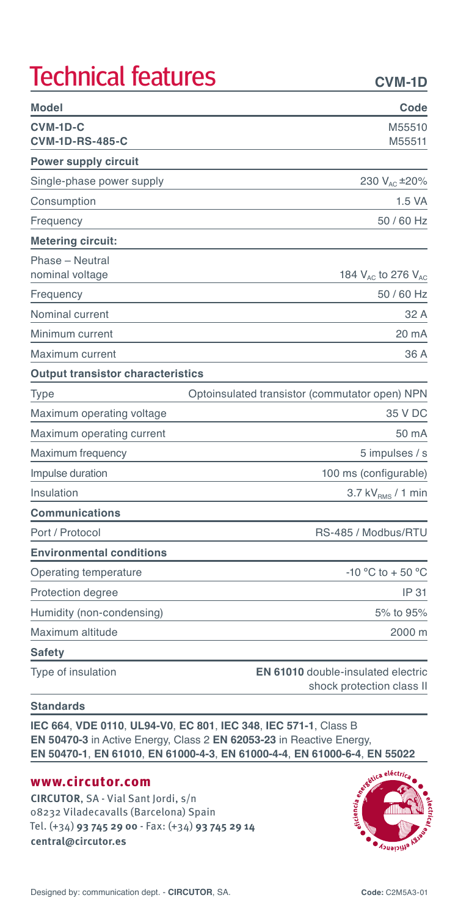# Technical features

**CVM-1D**

| Model | Code |
|---|---|
| **CVM-1D-C** | M55510 |
| **CVM-1D-RS-485-C** | M55511 |
| **Power supply circuit** | |
| Single-phase power supply | 230 $V_{AC}$ ±20% |
| Consumption | 1.5 VA |
| Frequency | 50 / 60 Hz |
| **Metering circuit:** | |
| Phase – Neutral nominal voltage | 184 $V_{AC}$ to 276 $V_{AC}$ |
| Frequency | 50 / 60 Hz |
| Nominal current | 32 A |
| Minimum current | 20 mA |
| Maximum current | 36 A |
| **Output transistor characteristics** | |
| Type | Optoinsulated transistor (commutator open) NPN |
| Maximum operating voltage | 35 V DC |
| Maximum operating current | 50 mA |
| Maximum frequency | 5 impulses / s |
| Impulse duration | 100 ms (configurable) |
| Insulation | 3.7 $kV_{RMS}$ / 1 min |
| **Communications** | |
| Port / Protocol | RS-485 / Modbus/RTU |
| **Environmental conditions** | |
| Operating temperature | -10 °C to + 50 °C |
| Protection degree | IP 31 |
| Humidity (non-condensing) | 5% to 95% |
| Maximum altitude | 2000 m |
| **Safety** | |
| Type of insulation | **EN 61010** double-insulated electric shock protection class II |

**Standards**

**IEC 664**, **VDE 0110**, **UL94-V0**, **EC 801**, **IEC 348**, **IEC 571-1**, Class B
**EN 50470-3** in Active Energy, Class 2 **EN 62053-23** in Reactive Energy,
**EN 50470-1**, **EN 61010**, **EN 61000-4-3**, **EN 61000-4-4**, **EN 61000-6-4**, **EN 55022**

**www.circutor.com**

**CIRCUTOR**, SA - Vial Sant Jordi, s/n
08232 Viladecavalls (Barcelona) Spain
Tel. (+34) **93 745 29 00** - Fax: (+34) **93 745 29 14**
**central@circutor.es**

Designed by: communication dept. - **CIRCUTOR**, SA.

**Code:** C2M5A3-01